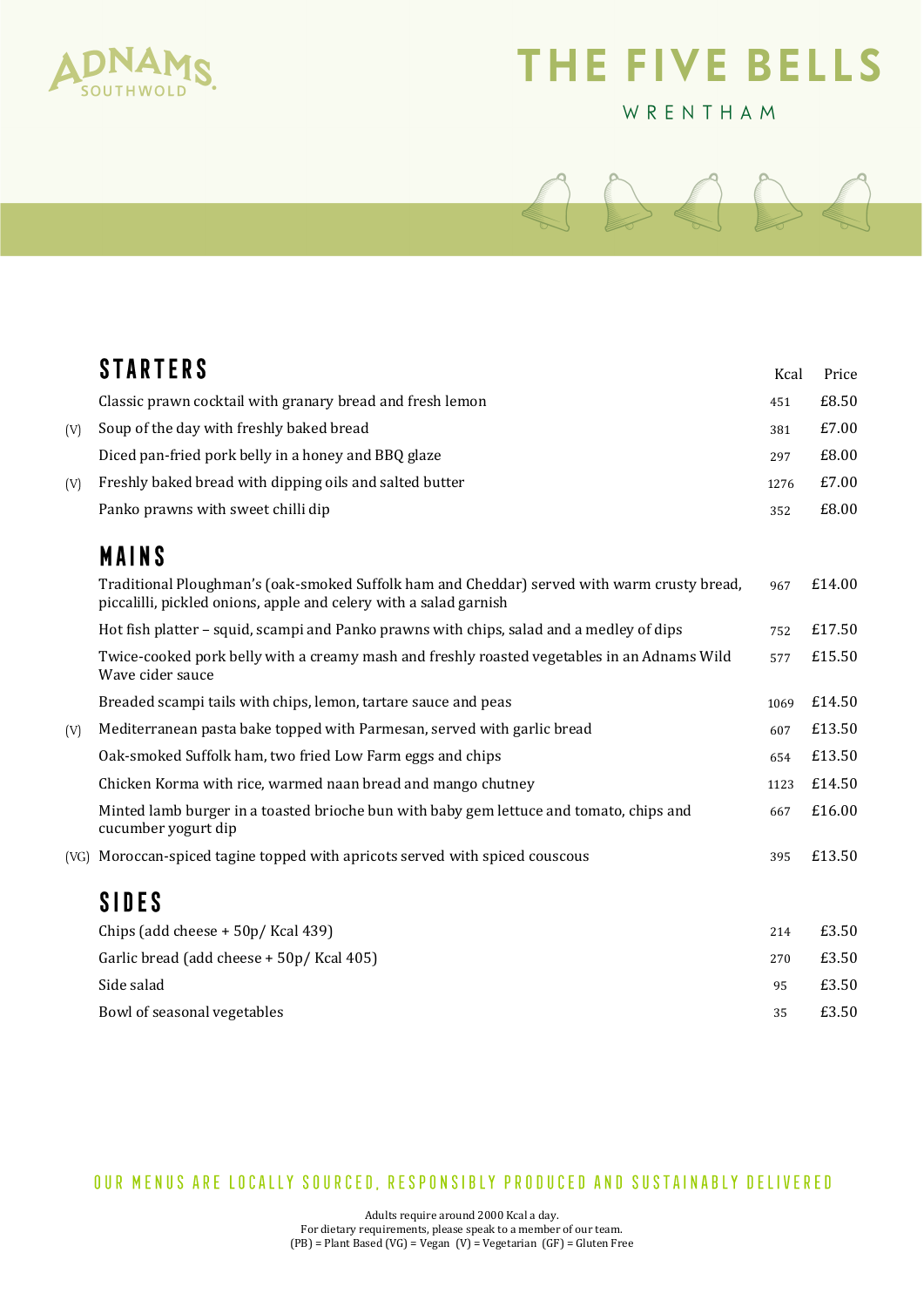ADNAMS SOUTHWOLD

# THE FIVE BELLS

WRENTHAM

## STARTERS

| | | Kcal | Price |
|---|---|---|---|
| | Classic prawn cocktail with granary bread and fresh lemon | 451 | £8.50 |
| (V) | Soup of the day with freshly baked bread | 381 | £7.00 |
| | Diced pan-fried pork belly in a honey and BBQ glaze | 297 | £8.00 |
| (V) | Freshly baked bread with dipping oils and salted butter | 1276 | £7.00 |
| | Panko prawns with sweet chilli dip | 352 | £8.00 |

## MAINS

| | | Kcal | Price |
|---|---|---|---|
| | Traditional Ploughman's (oak-smoked Suffolk ham and Cheddar) served with warm crusty bread, piccalilli, pickled onions, apple and celery with a salad garnish | 967 | £14.00 |
| | Hot fish platter – squid, scampi and Panko prawns with chips, salad and a medley of dips | 752 | £17.50 |
| | Twice-cooked pork belly with a creamy mash and freshly roasted vegetables in an Adnams Wild Wave cider sauce | 577 | £15.50 |
| | Breaded scampi tails with chips, lemon, tartare sauce and peas | 1069 | £14.50 |
| (V) | Mediterranean pasta bake topped with Parmesan, served with garlic bread | 607 | £13.50 |
| | Oak-smoked Suffolk ham, two fried Low Farm eggs and chips | 654 | £13.50 |
| | Chicken Korma with rice, warmed naan bread and mango chutney | 1123 | £14.50 |
| | Minted lamb burger in a toasted brioche bun with baby gem lettuce and tomato, chips and cucumber yogurt dip | 667 | £16.00 |
| (VG) | Moroccan-spiced tagine topped with apricots served with spiced couscous | 395 | £13.50 |

## SIDES

| | Kcal | Price |
|---|---|---|
| Chips (add cheese + 50p/ Kcal 439) | 214 | £3.50 |
| Garlic bread (add cheese + 50p/ Kcal 405) | 270 | £3.50 |
| Side salad | 95 | £3.50 |
| Bowl of seasonal vegetables | 35 | £3.50 |

OUR MENUS ARE LOCALLY SOURCED, RESPONSIBLY PRODUCED AND SUSTAINABLY DELIVERED

Adults require around 2000 Kcal a day.
For dietary requirements, please speak to a member of our team.
(PB) = Plant Based (VG) = Vegan (V) = Vegetarian (GF) = Gluten Free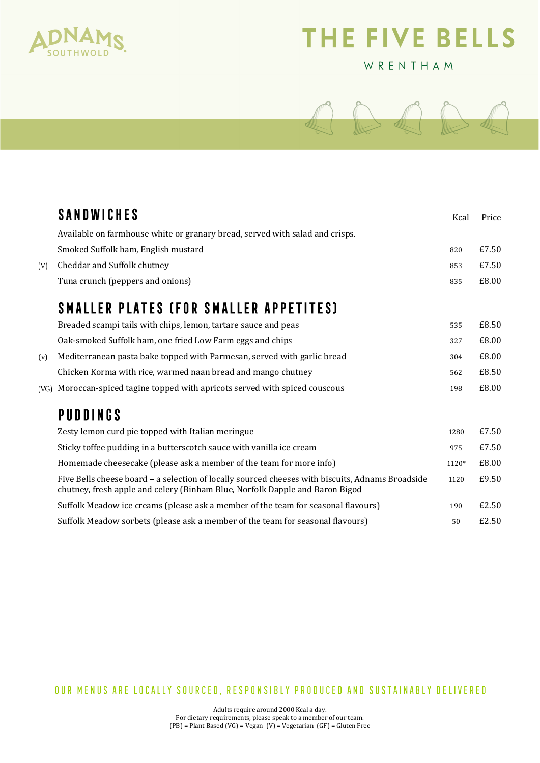# THE FIVE BELLS

WRENTHAM

## SANDWICHES

| | | Kcal | Price |
|---|---|---|---|
| | Available on farmhouse white or granary bread, served with salad and crisps. | | |
| | Smoked Suffolk ham, English mustard | 820 | £7.50 |
| (V) | Cheddar and Suffolk chutney | 853 | £7.50 |
| | Tuna crunch (peppers and onions) | 835 | £8.00 |

## SMALLER PLATES (FOR SMALLER APPETITES)

| | | | |
|---|---|---|---|
| | Breaded scampi tails with chips, lemon, tartare sauce and peas | 535 | £8.50 |
| | Oak-smoked Suffolk ham, one fried Low Farm eggs and chips | 327 | £8.00 |
| (v) | Mediterranean pasta bake topped with Parmesan, served with garlic bread | 304 | £8.00 |
| | Chicken Korma with rice, warmed naan bread and mango chutney | 562 | £8.50 |
| (VG) | Moroccan-spiced tagine topped with apricots served with spiced couscous | 198 | £8.00 |

## PUDDINGS

| | | |
|---|---|---|
| Zesty lemon curd pie topped with Italian meringue | 1280 | £7.50 |
| Sticky toffee pudding in a butterscotch sauce with vanilla ice cream | 975 | £7.50 |
| Homemade cheesecake (please ask a member of the team for more info) | 1120* | £8.00 |
| Five Bells cheese board – a selection of locally sourced cheeses with biscuits, Adnams Broadside chutney, fresh apple and celery (Binham Blue, Norfolk Dapple and Baron Bigod | 1120 | £9.50 |
| Suffolk Meadow ice creams (please ask a member of the team for seasonal flavours) | 190 | £2.50 |
| Suffolk Meadow sorbets (please ask a member of the team for seasonal flavours) | 50 | £2.50 |

OUR MENUS ARE LOCALLY SOURCED, RESPONSIBLY PRODUCED AND SUSTAINABLY DELIVERED

Adults require around 2000 Kcal a day.
For dietary requirements, please speak to a member of our team.
(PB) = Plant Based (VG) = Vegan (V) = Vegetarian (GF) = Gluten Free